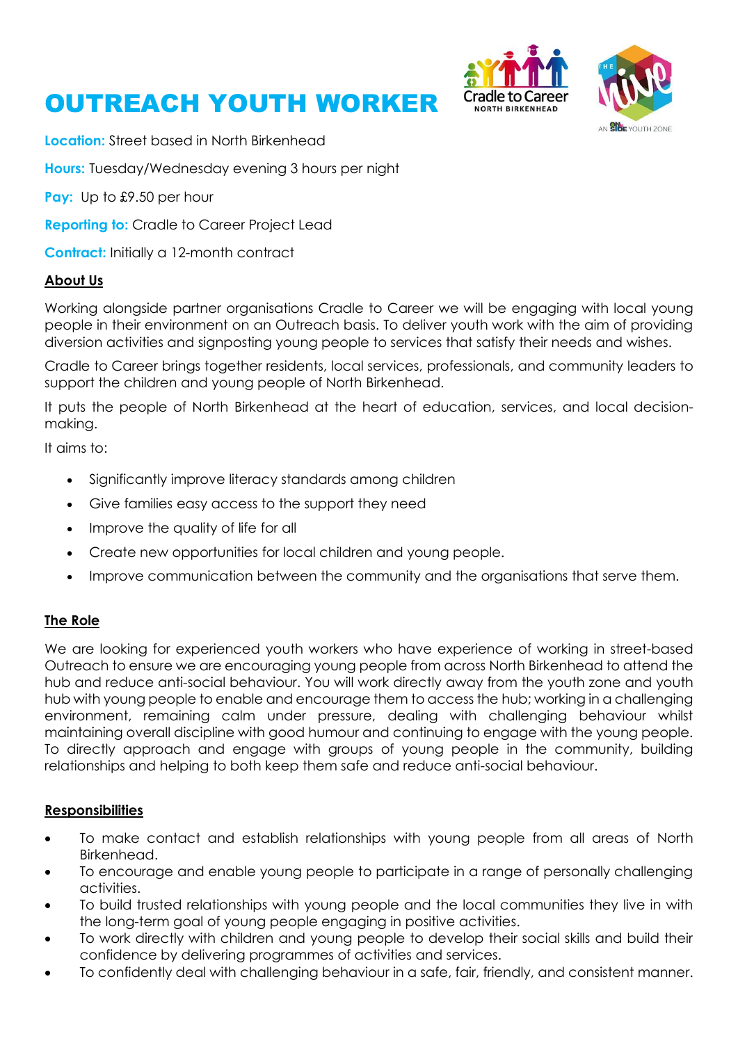# OUTREACH YOUTH WORKER

**Location:** Street based in North Birkenhead

**Hours:** Tuesday/Wednesday evening 3 hours per night

**Pay:** Up to £9.50 per hour

**Reporting to:** Cradle to Career Project Lead

**Contract:** Initially a 12-month contract

## About Us

Working alongside partner organisations Cradle to Career we will be engaging with local young people in their environment on an Outreach basis. To deliver youth work with the aim of providing diversion activities and signposting young people to services that satisfy their needs and wishes.

Cradle to Career brings together residents, local services, professionals, and community leaders to support the children and young people of North Birkenhead.

It puts the people of North Birkenhead at the heart of education, services, and local decision-making.

It aims to:

- Significantly improve literacy standards among children
- Give families easy access to the support they need
- Improve the quality of life for all
- Create new opportunities for local children and young people.
- Improve communication between the community and the organisations that serve them.

## The Role

We are looking for experienced youth workers who have experience of working in street-based Outreach to ensure we are encouraging young people from across North Birkenhead to attend the hub and reduce anti-social behaviour. You will work directly away from the youth zone and youth hub with young people to enable and encourage them to access the hub; working in a challenging environment, remaining calm under pressure, dealing with challenging behaviour whilst maintaining overall discipline with good humour and continuing to engage with the young people. To directly approach and engage with groups of young people in the community, building relationships and helping to both keep them safe and reduce anti-social behaviour.

## Responsibilities

- To make contact and establish relationships with young people from all areas of North Birkenhead.
- To encourage and enable young people to participate in a range of personally challenging activities.
- To build trusted relationships with young people and the local communities they live in with the long-term goal of young people engaging in positive activities.
- To work directly with children and young people to develop their social skills and build their confidence by delivering programmes of activities and services.
- To confidently deal with challenging behaviour in a safe, fair, friendly, and consistent manner.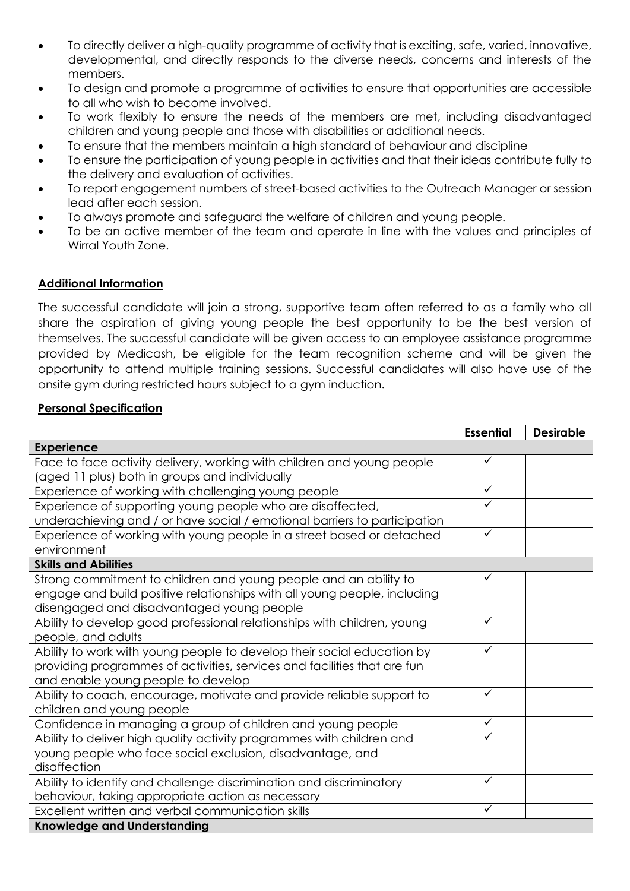- To directly deliver a high-quality programme of activity that is exciting, safe, varied, innovative, developmental, and directly responds to the diverse needs, concerns and interests of the members.
- To design and promote a programme of activities to ensure that opportunities are accessible to all who wish to become involved.
- To work flexibly to ensure the needs of the members are met, including disadvantaged children and young people and those with disabilities or additional needs.
- To ensure that the members maintain a high standard of behaviour and discipline
- To ensure the participation of young people in activities and that their ideas contribute fully to the delivery and evaluation of activities.
- To report engagement numbers of street-based activities to the Outreach Manager or session lead after each session.
- To always promote and safeguard the welfare of children and young people.
- To be an active member of the team and operate in line with the values and principles of Wirral Youth Zone.

**Additional Information**

The successful candidate will join a strong, supportive team often referred to as a family who all share the aspiration of giving young people the best opportunity to be the best version of themselves. The successful candidate will be given access to an employee assistance programme provided by Medicash, be eligible for the team recognition scheme and will be given the opportunity to attend multiple training sessions. Successful candidates will also have use of the onsite gym during restricted hours subject to a gym induction.

**Personal Specification**

| | Essential | Desirable |
|---|---|---|
| **Experience** | | |
| Face to face activity delivery, working with children and young people (aged 11 plus) both in groups and individually | ✓ | |
| Experience of working with challenging young people | ✓ | |
| Experience of supporting young people who are disaffected, underachieving and / or have social / emotional barriers to participation | ✓ | |
| Experience of working with young people in a street based or detached environment | ✓ | |
| **Skills and Abilities** | | |
| Strong commitment to children and young people and an ability to engage and build positive relationships with all young people, including disengaged and disadvantaged young people | ✓ | |
| Ability to develop good professional relationships with children, young people, and adults | ✓ | |
| Ability to work with young people to develop their social education by providing programmes of activities, services and facilities that are fun and enable young people to develop | ✓ | |
| Ability to coach, encourage, motivate and provide reliable support to children and young people | ✓ | |
| Confidence in managing a group of children and young people | ✓ | |
| Ability to deliver high quality activity programmes with children and young people who face social exclusion, disadvantage, and disaffection | ✓ | |
| Ability to identify and challenge discrimination and discriminatory behaviour, taking appropriate action as necessary | ✓ | |
| Excellent written and verbal communication skills | ✓ | |
| **Knowledge and Understanding** | | |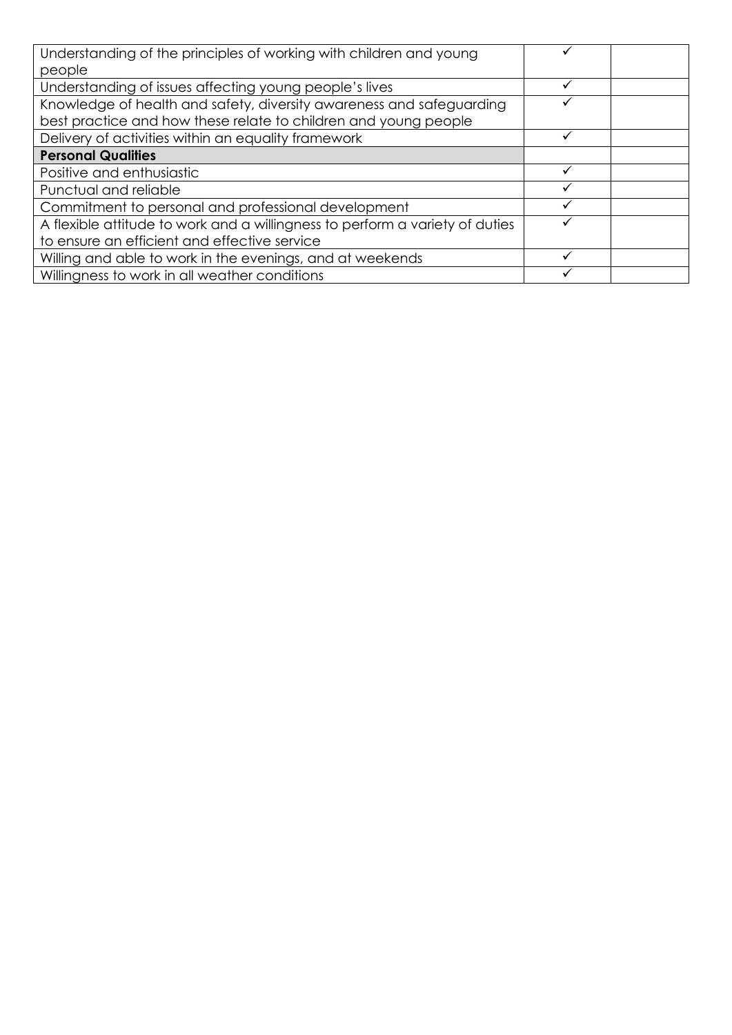| | | |
|---|---|---|
| Understanding of the principles of working with children and young people | ✓ | |
| Understanding of issues affecting young people's lives | ✓ | |
| Knowledge of health and safety, diversity awareness and safeguarding best practice and how these relate to children and young people | ✓ | |
| Delivery of activities within an equality framework | ✓ | |
| **Personal Qualities** | | |
| Positive and enthusiastic | ✓ | |
| Punctual and reliable | ✓ | |
| Commitment to personal and professional development | ✓ | |
| A flexible attitude to work and a willingness to perform a variety of duties to ensure an efficient and effective service | ✓ | |
| Willing and able to work in the evenings, and at weekends | ✓ | |
| Willingness to work in all weather conditions | ✓ | |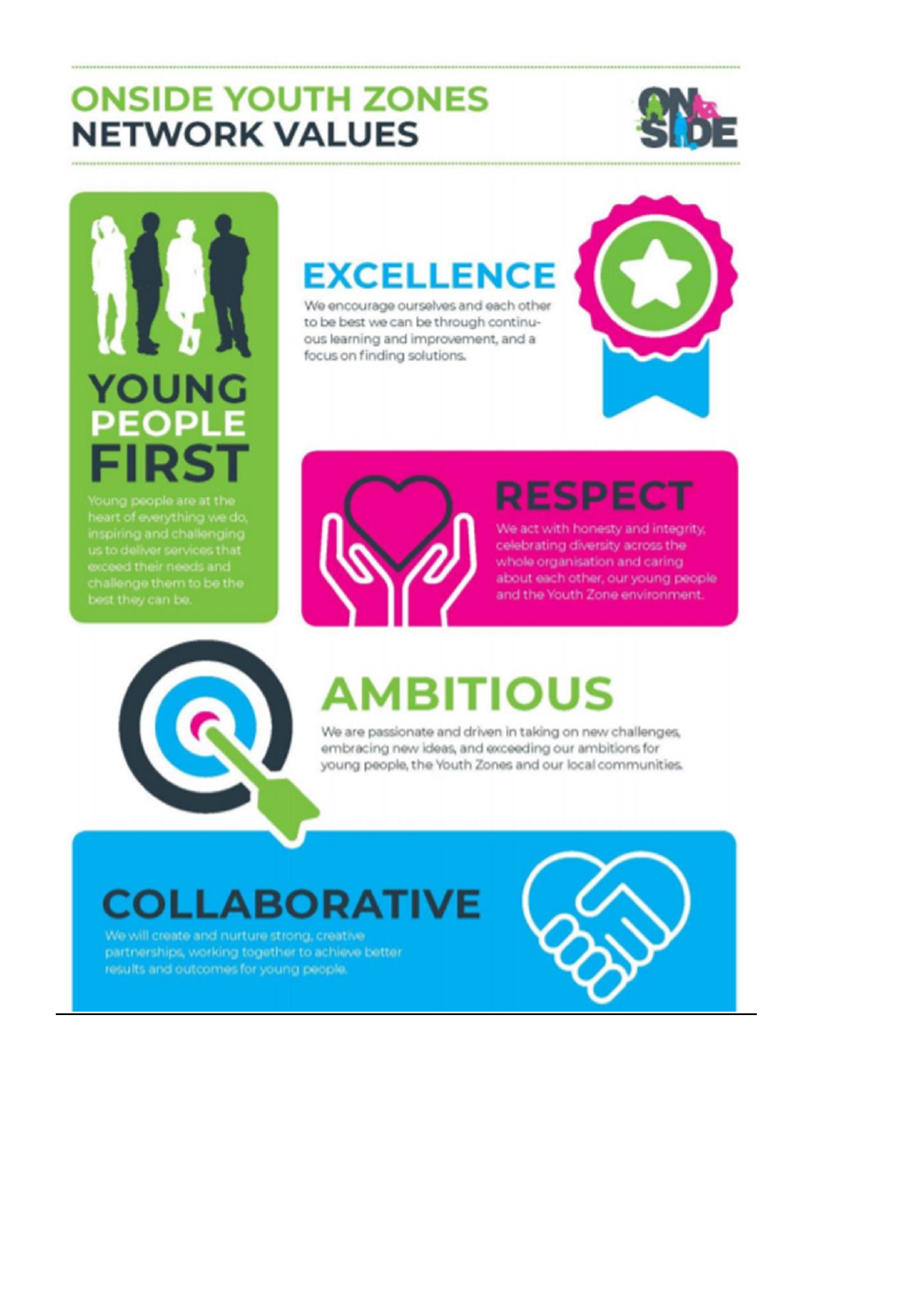# ONSIDE YOUTH ZONES NETWORK VALUES

## YOUNG PEOPLE FIRST

Young people are at the heart of everything we do, inspiring and challenging us to deliver services that exceed their needs and challenge them to be the best they can be.

## EXCELLENCE

We encourage ourselves and each other to be best we can be through continuous learning and improvement, and a focus on finding solutions.

## RESPECT

We act with honesty and integrity, celebrating diversity across the whole organisation and caring about each other, our young people and the Youth Zone environment.

## AMBITIOUS

We are passionate and driven in taking on new challenges, embracing new ideas, and exceeding our ambitions for young people, the Youth Zones and our local communities.

## COLLABORATIVE

We will create and nurture strong, creative partnerships, working together to achieve better results and outcomes for young people.